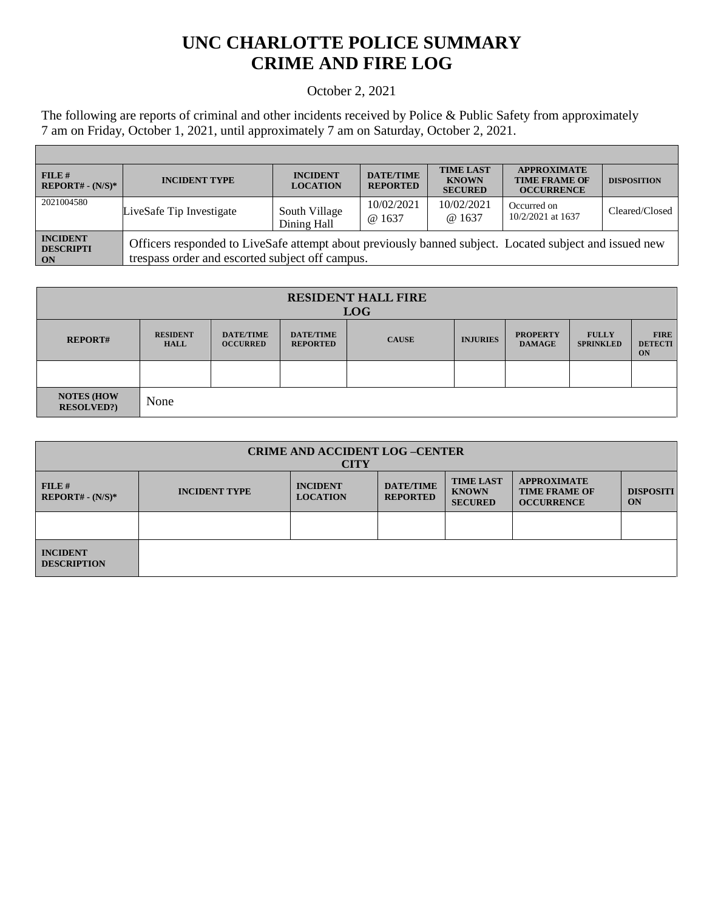# UNC CHARLOTTE POLICE SUMMARY
# CRIME AND FIRE LOG

October 2, 2021

The following are reports of criminal and other incidents received by Police & Public Safety from approximately 7 am on Friday, October 1, 2021, until approximately 7 am on Saturday, October 2, 2021.

| FILE # REPORT# - (N/S)* | INCIDENT TYPE | INCIDENT LOCATION | DATE/TIME REPORTED | TIME LAST KNOWN SECURED | APPROXIMATE TIME FRAME OF OCCURRENCE | DISPOSITION |
|---|---|---|---|---|---|---|
| 2021004580 | LiveSafe Tip Investigate | South Village Dining Hall | 10/02/2021 @ 1637 | 10/02/2021 @ 1637 | Occurred on 10/2/2021 at 1637 | Cleared/Closed |
| INCIDENT DESCRIPTION | Officers responded to LiveSafe attempt about previously banned subject. Located subject and issued new trespass order and escorted subject off campus. | | | | | |

| RESIDENT HALL FIRE LOG | | | | | | | | |
|---|---|---|---|---|---|---|---|---|
| REPORT# | RESIDENT HALL | DATE/TIME OCCURRED | DATE/TIME REPORTED | CAUSE | INJURIES | PROPERTY DAMAGE | FULLY SPRINKLED | FIRE DETECTION |
| | | | | | | | | |
| NOTES (HOW RESOLVED?) | None | | | | | | | |

| CRIME AND ACCIDENT LOG –CENTER CITY | | | | | | |
|---|---|---|---|---|---|---|
| FILE # REPORT# - (N/S)* | INCIDENT TYPE | INCIDENT LOCATION | DATE/TIME REPORTED | TIME LAST KNOWN SECURED | APPROXIMATE TIME FRAME OF OCCURRENCE | DISPOSITION |
| | | | | | | |
| INCIDENT DESCRIPTION | | | | | | |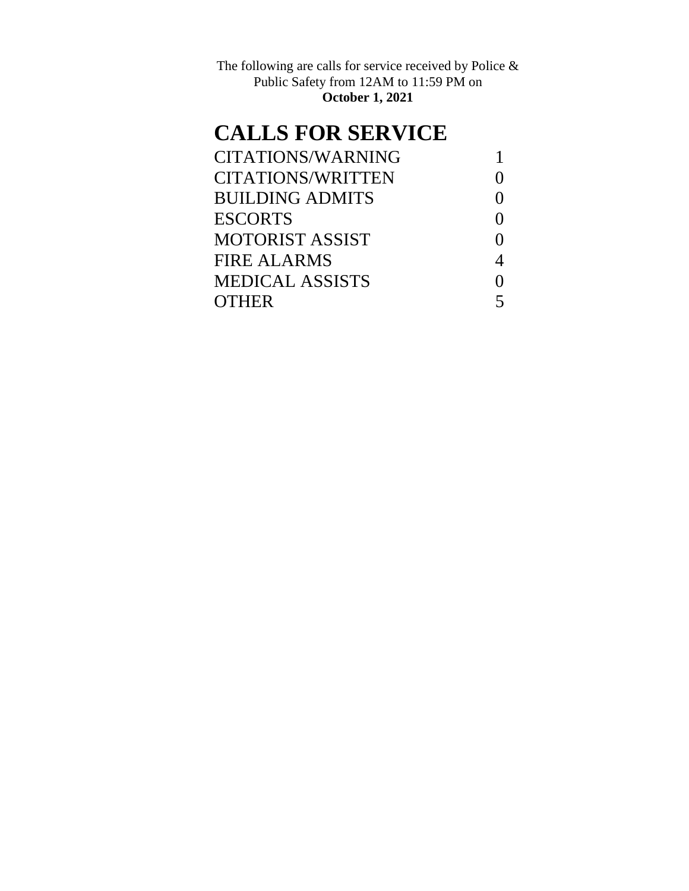The following are calls for service received by Police & Public Safety from 12AM to 11:59 PM on
**October 1, 2021**

# CALLS FOR SERVICE

| | |
|---|---|
| CITATIONS/WARNING | 1 |
| CITATIONS/WRITTEN | 0 |
| BUILDING ADMITS | 0 |
| ESCORTS | 0 |
| MOTORIST ASSIST | 0 |
| FIRE ALARMS | 4 |
| MEDICAL ASSISTS | 0 |
| OTHER | 5 |